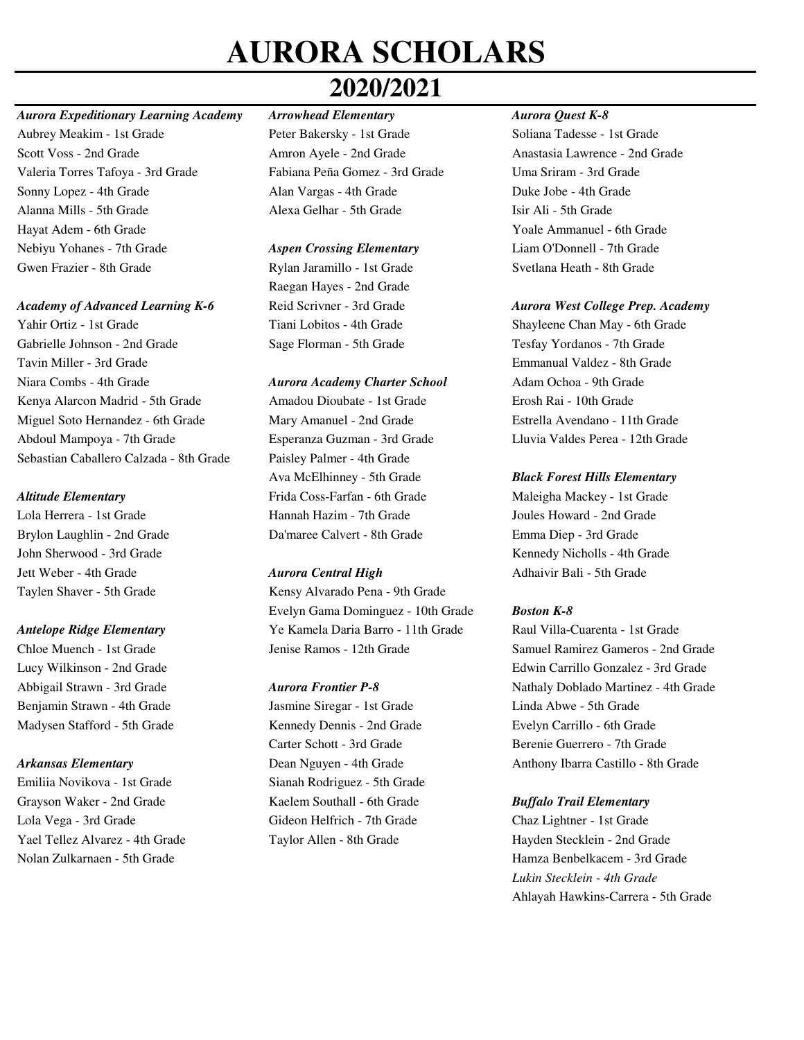# AURORA SCHOLARS

## 2020/2021

***Aurora Expeditionary Learning Academy***

Aubrey Meakim - 1st Grade
Scott Voss - 2nd Grade
Valeria Torres Tafoya - 3rd Grade
Sonny Lopez - 4th Grade
Alanna Mills - 5th Grade
Hayat Adem - 6th Grade
Nebiyu Yohanes - 7th Grade
Gwen Frazier - 8th Grade

***Academy of Advanced Learning K-6***

Yahir Ortiz - 1st Grade
Gabrielle Johnson - 2nd Grade
Tavin Miller - 3rd Grade
Niara Combs - 4th Grade
Kenya Alarcon Madrid - 5th Grade
Miguel Soto Hernandez - 6th Grade
Abdoul Mampoya - 7th Grade
Sebastian Caballero Calzada - 8th Grade

***Altitude Elementary***

Lola Herrera - 1st Grade
Brylon Laughlin - 2nd Grade
John Sherwood - 3rd Grade
Jett Weber - 4th Grade
Taylen Shaver - 5th Grade

***Antelope Ridge Elementary***

Chloe Muench - 1st Grade
Lucy Wilkinson - 2nd Grade
Abbigail Strawn - 3rd Grade
Benjamin Strawn - 4th Grade
Madysen Stafford - 5th Grade

***Arkansas Elementary***

Emiliia Novikova - 1st Grade
Grayson Waker - 2nd Grade
Lola Vega - 3rd Grade
Yael Tellez Alvarez - 4th Grade
Nolan Zulkarnaen - 5th Grade

***Arrowhead Elementary***

Peter Bakersky - 1st Grade
Amron Ayele - 2nd Grade
Fabiana Peña Gomez - 3rd Grade
Alan Vargas - 4th Grade
Alexa Gelhar - 5th Grade

***Aspen Crossing Elementary***

Rylan Jaramillo - 1st Grade
Raegan Hayes - 2nd Grade
Reid Scrivner - 3rd Grade
Tiani Lobitos - 4th Grade
Sage Florman - 5th Grade

***Aurora Academy Charter School***

Amadou Dioubate - 1st Grade
Mary Amanuel - 2nd Grade
Esperanza Guzman - 3rd Grade
Paisley Palmer - 4th Grade
Ava McElhinney - 5th Grade
Frida Coss-Farfan - 6th Grade
Hannah Hazim - 7th Grade
Da'maree Calvert - 8th Grade

***Aurora Central High***

Kensy Alvarado Pena - 9th Grade
Evelyn Gama Dominguez - 10th Grade
Ye Kamela Daria Barro - 11th Grade
Jenise Ramos - 12th Grade

***Aurora Frontier P-8***

Jasmine Siregar - 1st Grade
Kennedy Dennis - 2nd Grade
Carter Schott - 3rd Grade
Dean Nguyen - 4th Grade
Sianah Rodriguez - 5th Grade
Kaelem Southall - 6th Grade
Gideon Helfrich - 7th Grade
Taylor Allen - 8th Grade

***Aurora Quest K-8***

Soliana Tadesse - 1st Grade
Anastasia Lawrence - 2nd Grade
Uma Sriram - 3rd Grade
Duke Jobe - 4th Grade
Isir Ali - 5th Grade
Yoale Ammanuel - 6th Grade
Liam O'Donnell - 7th Grade
Svetlana Heath - 8th Grade

***Aurora West College Prep. Academy***

Shayleene Chan May - 6th Grade
Tesfay Yordanos - 7th Grade
Emmanual Valdez - 8th Grade
Adam Ochoa - 9th Grade
Erosh Rai - 10th Grade
Estrella Avendano - 11th Grade
Lluvia Valdes Perea - 12th Grade

***Black Forest Hills Elementary***

Maleigha Mackey - 1st Grade
Joules Howard - 2nd Grade
Emma Diep - 3rd Grade
Kennedy Nicholls - 4th Grade
Adhaivir Bali - 5th Grade

***Boston K-8***

Raul Villa-Cuarenta - 1st Grade
Samuel Ramirez Gameros - 2nd Grade
Edwin Carrillo Gonzalez - 3rd Grade
Nathaly Doblado Martinez - 4th Grade
Linda Abwe - 5th Grade
Evelyn Carrillo - 6th Grade
Berenie Guerrero - 7th Grade
Anthony Ibarra Castillo - 8th Grade

***Buffalo Trail Elementary***

Chaz Lightner - 1st Grade
Hayden Stecklein - 2nd Grade
Hamza Benbelkacem - 3rd Grade
*Lukin Stecklein - 4th Grade*
Ahlayah Hawkins-Carrera - 5th Grade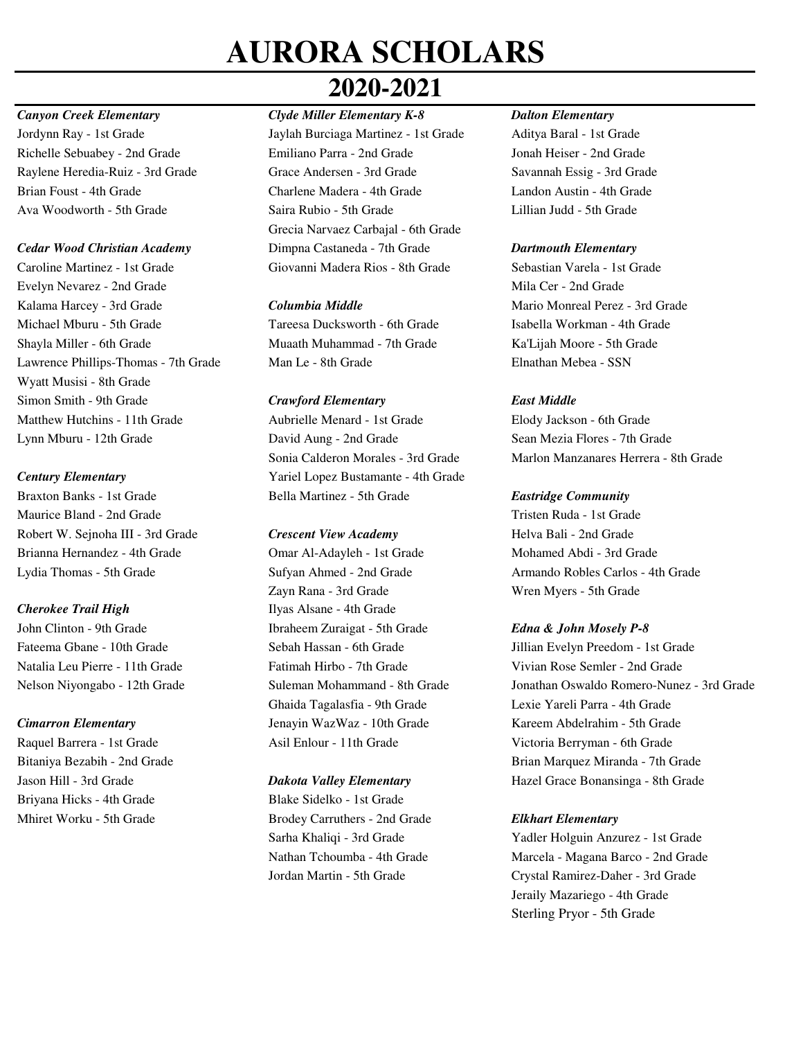# AURORA SCHOLARS

## 2020-2021

***Canyon Creek Elementary***

Jordynn Ray - 1st Grade
Richelle Sebuabey - 2nd Grade
Raylene Heredia-Ruiz - 3rd Grade
Brian Foust - 4th Grade
Ava Woodworth - 5th Grade

***Cedar Wood Christian Academy***

Caroline Martinez - 1st Grade
Evelyn Nevarez - 2nd Grade
Kalama Harcey - 3rd Grade
Michael Mburu - 5th Grade
Shayla Miller - 6th Grade
Lawrence Phillips-Thomas - 7th Grade
Wyatt Musisi - 8th Grade
Simon Smith - 9th Grade
Matthew Hutchins - 11th Grade
Lynn Mburu - 12th Grade

***Century Elementary***

Braxton Banks - 1st Grade
Maurice Bland - 2nd Grade
Robert W. Sejnoha III - 3rd Grade
Brianna Hernandez - 4th Grade
Lydia Thomas - 5th Grade

***Cherokee Trail High***

John Clinton - 9th Grade
Fateema Gbane - 10th Grade
Natalia Leu Pierre - 11th Grade
Nelson Niyongabo - 12th Grade

***Cimarron Elementary***

Raquel Barrera - 1st Grade
Bitaniya Bezabih - 2nd Grade
Jason Hill - 3rd Grade
Briyana Hicks - 4th Grade
Mhiret Worku - 5th Grade

***Clyde Miller Elementary K-8***

Jaylah Burciaga Martinez - 1st Grade
Emiliano Parra - 2nd Grade
Grace Andersen - 3rd Grade
Charlene Madera - 4th Grade
Saira Rubio - 5th Grade
Grecia Narvaez Carbajal - 6th Grade
Dimpna Castaneda - 7th Grade
Giovanni Madera Rios - 8th Grade

***Columbia Middle***

Tareesa Ducksworth - 6th Grade
Muaath Muhammad - 7th Grade
Man Le - 8th Grade

***Crawford Elementary***

Aubrielle Menard - 1st Grade
David Aung - 2nd Grade
Sonia Calderon Morales - 3rd Grade
Yariel Lopez Bustamante - 4th Grade
Bella Martinez - 5th Grade

***Crescent View Academy***

Omar Al-Adayleh - 1st Grade
Sufyan Ahmed - 2nd Grade
Zayn Rana - 3rd Grade
Ilyas Alsane - 4th Grade
Ibraheem Zuraigat - 5th Grade
Sebah Hassan - 6th Grade
Fatimah Hirbo - 7th Grade
Suleman Mohammand - 8th Grade
Ghaida Tagalasfia - 9th Grade
Jenayin WazWaz - 10th Grade
Asil Enlour - 11th Grade

***Dakota Valley Elementary***

Blake Sidelko - 1st Grade
Brodey Carruthers - 2nd Grade
Sarha Khaliqi - 3rd Grade
Nathan Tchoumba - 4th Grade
Jordan Martin - 5th Grade

***Dalton Elementary***

Aditya Baral - 1st Grade
Jonah Heiser - 2nd Grade
Savannah Essig - 3rd Grade
Landon Austin - 4th Grade
Lillian Judd - 5th Grade

***Dartmouth Elementary***

Sebastian Varela - 1st Grade
Mila Cer - 2nd Grade
Mario Monreal Perez - 3rd Grade
Isabella Workman - 4th Grade
Ka'Lijah Moore - 5th Grade
Elnathan Mebea - SSN

***East Middle***

Elody Jackson - 6th Grade
Sean Mezia Flores - 7th Grade
Marlon Manzanares Herrera - 8th Grade

***Eastridge Community***

Tristen Ruda - 1st Grade
Helva Bali - 2nd Grade
Mohamed Abdi - 3rd Grade
Armando Robles Carlos - 4th Grade
Wren Myers - 5th Grade

***Edna & John Mosely P-8***

Jillian Evelyn Preedom - 1st Grade
Vivian Rose Semler - 2nd Grade
Jonathan Oswaldo Romero-Nunez - 3rd Grade
Lexie Yareli Parra - 4th Grade
Kareem Abdelrahim - 5th Grade
Victoria Berryman - 6th Grade
Brian Marquez Miranda - 7th Grade
Hazel Grace Bonansinga - 8th Grade

***Elkhart Elementary***

Yadler Holguin Anzurez - 1st Grade
Marcela - Magana Barco - 2nd Grade
Crystal Ramirez-Daher - 3rd Grade
Jeraily Mazariego - 4th Grade
Sterling Pryor - 5th Grade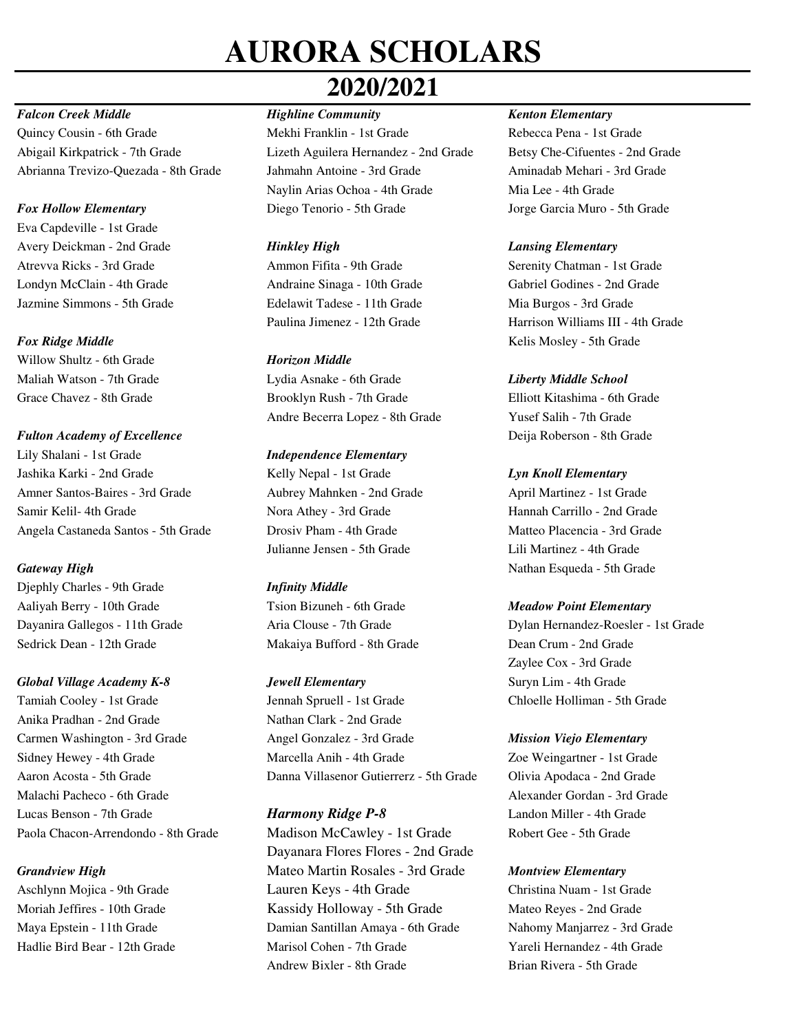# AURORA SCHOLARS

# 2020/2021

***Falcon Creek Middle***

Quincy Cousin - 6th Grade
Abigail Kirkpatrick - 7th Grade
Abrianna Trevizo-Quezada - 8th Grade

***Fox Hollow Elementary***

Eva Capdeville - 1st Grade
Avery Deickman - 2nd Grade
Atrevva Ricks - 3rd Grade
Londyn McClain - 4th Grade
Jazmine Simmons - 5th Grade

***Fox Ridge Middle***

Willow Shultz - 6th Grade
Maliah Watson - 7th Grade
Grace Chavez - 8th Grade

***Fulton Academy of Excellence***

Lily Shalani - 1st Grade
Jashika Karki - 2nd Grade
Amner Santos-Baires - 3rd Grade
Samir Kelil- 4th Grade
Angela Castaneda Santos - 5th Grade

***Gateway High***

Djephly Charles - 9th Grade
Aaliyah Berry - 10th Grade
Dayanira Gallegos - 11th Grade
Sedrick Dean - 12th Grade

***Global Village Academy K-8***

Tamiah Cooley - 1st Grade
Anika Pradhan - 2nd Grade
Carmen Washington - 3rd Grade
Sidney Hewey - 4th Grade
Aaron Acosta - 5th Grade
Malachi Pacheco - 6th Grade
Lucas Benson - 7th Grade
Paola Chacon-Arrendondo - 8th Grade

***Grandview High***

Aschlynn Mojica - 9th Grade
Moriah Jeffires - 10th Grade
Maya Epstein - 11th Grade
Hadlie Bird Bear - 12th Grade

***Highline Community***

Mekhi Franklin - 1st Grade
Lizeth Aguilera Hernandez - 2nd Grade
Jahmahn Antoine - 3rd Grade
Naylin Arias Ochoa - 4th Grade
Diego Tenorio - 5th Grade

***Hinkley High***

Ammon Fifita - 9th Grade
Andraine Sinaga - 10th Grade
Edelawit Tadese - 11th Grade
Paulina Jimenez - 12th Grade

***Horizon Middle***

Lydia Asnake - 6th Grade
Brooklyn Rush - 7th Grade
Andre Becerra Lopez - 8th Grade

***Independence Elementary***

Kelly Nepal - 1st Grade
Aubrey Mahnken - 2nd Grade
Nora Athey - 3rd Grade
Drosiv Pham - 4th Grade
Julianne Jensen - 5th Grade

***Infinity Middle***

Tsion Bizuneh - 6th Grade
Aria Clouse - 7th Grade
Makaiya Bufford - 8th Grade

***Jewell Elementary***

Jennah Spruell - 1st Grade
Nathan Clark - 2nd Grade
Angel Gonzalez - 3rd Grade
Marcella Anih - 4th Grade
Danna Villasenor Gutierrerz - 5th Grade

***Harmony Ridge P-8***

Madison McCawley - 1st Grade
Dayanara Flores Flores - 2nd Grade
Mateo Martin Rosales - 3rd Grade
Lauren Keys - 4th Grade
Kassidy Holloway - 5th Grade
Damian Santillan Amaya - 6th Grade
Marisol Cohen - 7th Grade
Andrew Bixler - 8th Grade

***Kenton Elementary***

Rebecca Pena - 1st Grade
Betsy Che-Cifuentes - 2nd Grade
Aminadab Mehari - 3rd Grade
Mia Lee - 4th Grade
Jorge Garcia Muro - 5th Grade

***Lansing Elementary***

Serenity Chatman - 1st Grade
Gabriel Godines - 2nd Grade
Mia Burgos - 3rd Grade
Harrison Williams III - 4th Grade
Kelis Mosley - 5th Grade

***Liberty Middle School***

Elliott Kitashima - 6th Grade
Yusef Salih - 7th Grade
Deija Roberson - 8th Grade

***Lyn Knoll Elementary***

April Martinez - 1st Grade
Hannah Carrillo - 2nd Grade
Matteo Placencia - 3rd Grade
Lili Martinez - 4th Grade
Nathan Esqueda - 5th Grade

***Meadow Point Elementary***

Dylan Hernandez-Roesler - 1st Grade
Dean Crum - 2nd Grade
Zaylee Cox - 3rd Grade
Suryn Lim - 4th Grade
Chloelle Holliman - 5th Grade

***Mission Viejo Elementary***

Zoe Weingartner - 1st Grade
Olivia Apodaca - 2nd Grade
Alexander Gordan - 3rd Grade
Landon Miller - 4th Grade
Robert Gee - 5th Grade

***Montview Elementary***

Christina Nuam - 1st Grade
Mateo Reyes - 2nd Grade
Nahomy Manjarrez - 3rd Grade
Yareli Hernandez - 4th Grade
Brian Rivera - 5th Grade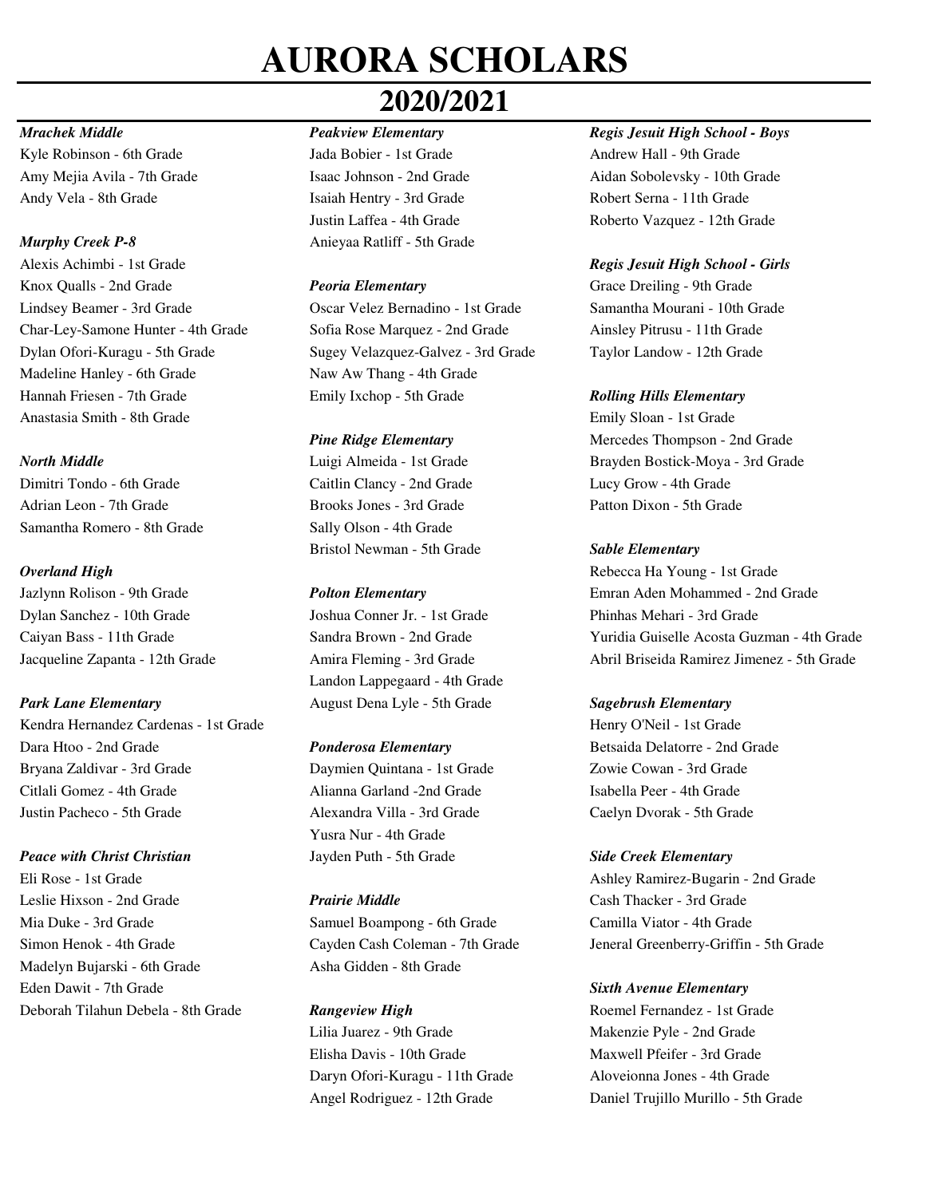# AURORA SCHOLARS

## 2020/2021

***Mrachek Middle***

Kyle Robinson - 6th Grade
Amy Mejia Avila - 7th Grade
Andy Vela - 8th Grade

***Murphy Creek P-8***

Alexis Achimbi - 1st Grade
Knox Qualls - 2nd Grade
Lindsey Beamer - 3rd Grade
Char-Ley-Samone Hunter - 4th Grade
Dylan Ofori-Kuragu - 5th Grade
Madeline Hanley - 6th Grade
Hannah Friesen - 7th Grade
Anastasia Smith - 8th Grade

***North Middle***

Dimitri Tondo - 6th Grade
Adrian Leon - 7th Grade
Samantha Romero - 8th Grade

***Overland High***

Jazlynn Rolison - 9th Grade
Dylan Sanchez - 10th Grade
Caiyan Bass - 11th Grade
Jacqueline Zapanta - 12th Grade

***Park Lane Elementary***

Kendra Hernandez Cardenas - 1st Grade
Dara Htoo - 2nd Grade
Bryana Zaldivar - 3rd Grade
Citlali Gomez - 4th Grade
Justin Pacheco - 5th Grade

***Peace with Christ Christian***

Eli Rose - 1st Grade
Leslie Hixson - 2nd Grade
Mia Duke - 3rd Grade
Simon Henok - 4th Grade
Madelyn Bujarski - 6th Grade
Eden Dawit - 7th Grade
Deborah Tilahun Debela - 8th Grade

***Peakview Elementary***

Jada Bobier - 1st Grade
Isaac Johnson - 2nd Grade
Isaiah Hentry - 3rd Grade
Justin Laffea - 4th Grade
Anieyaa Ratliff - 5th Grade

***Peoria Elementary***

Oscar Velez Bernadino - 1st Grade
Sofia Rose Marquez - 2nd Grade
Sugey Velazquez-Galvez - 3rd Grade
Naw Aw Thang - 4th Grade
Emily Ixchop - 5th Grade

***Pine Ridge Elementary***

Luigi Almeida - 1st Grade
Caitlin Clancy - 2nd Grade
Brooks Jones - 3rd Grade
Sally Olson - 4th Grade
Bristol Newman - 5th Grade

***Polton Elementary***

Joshua Conner Jr. - 1st Grade
Sandra Brown - 2nd Grade
Amira Fleming - 3rd Grade
Landon Lappegaard - 4th Grade
August Dena Lyle - 5th Grade

***Ponderosa Elementary***

Daymien Quintana - 1st Grade
Alianna Garland -2nd Grade
Alexandra Villa - 3rd Grade
Yusra Nur - 4th Grade
Jayden Puth - 5th Grade

***Prairie Middle***

Samuel Boampong - 6th Grade
Cayden Cash Coleman - 7th Grade
Asha Gidden - 8th Grade

***Rangeview High***

Lilia Juarez - 9th Grade
Elisha Davis - 10th Grade
Daryn Ofori-Kuragu - 11th Grade
Angel Rodriguez - 12th Grade

***Regis Jesuit High School - Boys***

Andrew Hall - 9th Grade
Aidan Sobolevsky - 10th Grade
Robert Serna - 11th Grade
Roberto Vazquez - 12th Grade

***Regis Jesuit High School - Girls***

Grace Dreiling - 9th Grade
Samantha Mourani - 10th Grade
Ainsley Pitrusu - 11th Grade
Taylor Landow - 12th Grade

***Rolling Hills Elementary***

Emily Sloan - 1st Grade
Mercedes Thompson - 2nd Grade
Brayden Bostick-Moya - 3rd Grade
Lucy Grow - 4th Grade
Patton Dixon - 5th Grade

***Sable Elementary***

Rebecca Ha Young - 1st Grade
Emran Aden Mohammed - 2nd Grade
Phinhas Mehari - 3rd Grade
Yuridia Guiselle Acosta Guzman - 4th Grade
Abril Briseida Ramirez Jimenez - 5th Grade

***Sagebrush Elementary***

Henry O'Neil - 1st Grade
Betsaida Delatorre - 2nd Grade
Zowie Cowan - 3rd Grade
Isabella Peer - 4th Grade
Caelyn Dvorak - 5th Grade

***Side Creek Elementary***

Ashley Ramirez-Bugarin - 2nd Grade
Cash Thacker - 3rd Grade
Camilla Viator - 4th Grade
Jeneral Greenberry-Griffin - 5th Grade

***Sixth Avenue Elementary***

Roemel Fernandez - 1st Grade
Makenzie Pyle - 2nd Grade
Maxwell Pfeifer - 3rd Grade
Aloveionna Jones - 4th Grade
Daniel Trujillo Murillo - 5th Grade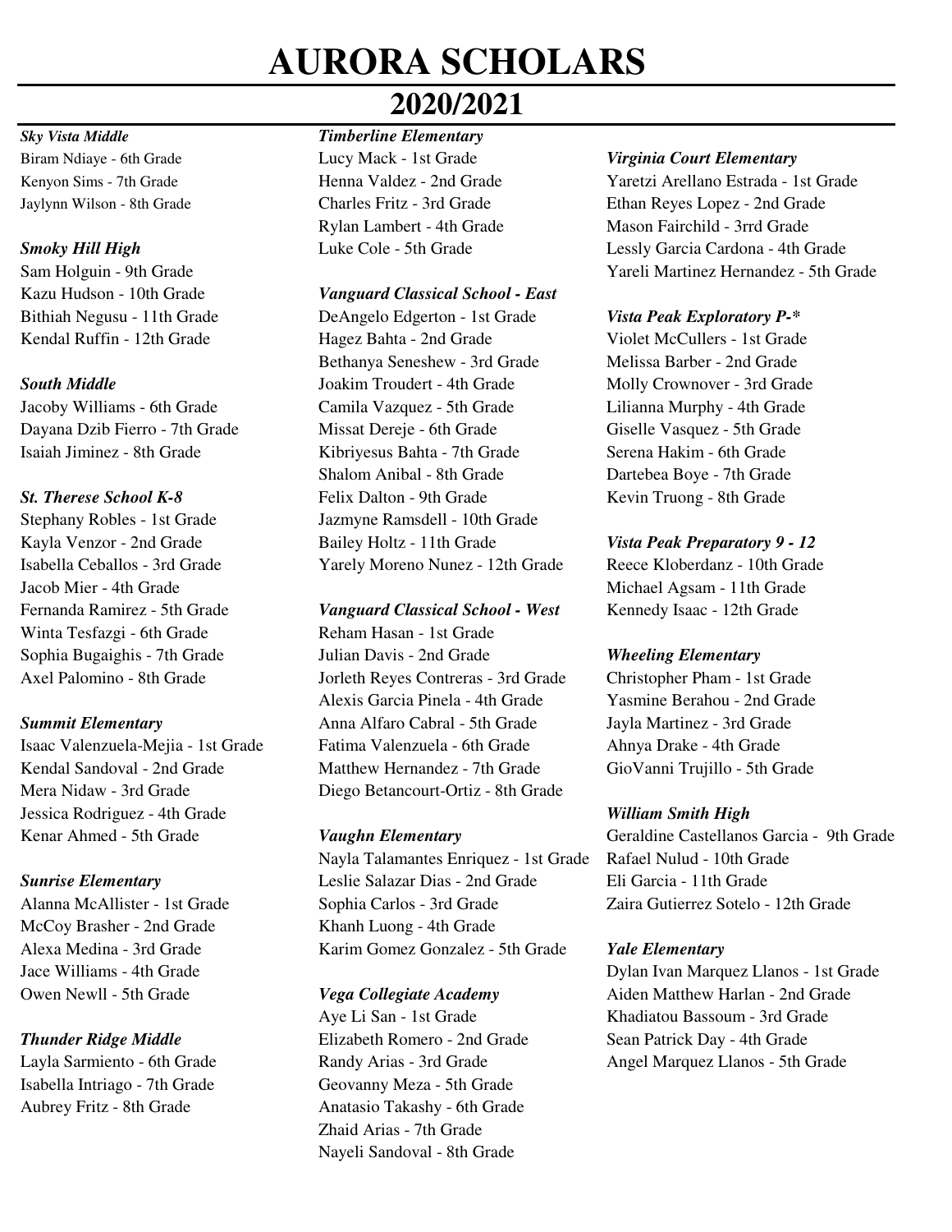# AURORA SCHOLARS

## 2020/2021

***Sky Vista Middle***
Biram Ndiaye - 6th Grade
Kenyon Sims - 7th Grade
Jaylynn Wilson - 8th Grade

***Smoky Hill High***
Sam Holguin - 9th Grade
Kazu Hudson - 10th Grade
Bithiah Negusu - 11th Grade
Kendal Ruffin - 12th Grade

***South Middle***
Jacoby Williams - 6th Grade
Dayana Dzib Fierro - 7th Grade
Isaiah Jiminez - 8th Grade

***St. Therese School K-8***
Stephany Robles - 1st Grade
Kayla Venzor - 2nd Grade
Isabella Ceballos - 3rd Grade
Jacob Mier - 4th Grade
Fernanda Ramirez - 5th Grade
Winta Tesfazgi - 6th Grade
Sophia Bugaighis - 7th Grade
Axel Palomino - 8th Grade

***Summit Elementary***
Isaac Valenzuela-Mejia - 1st Grade
Kendal Sandoval - 2nd Grade
Mera Nidaw - 3rd Grade
Jessica Rodriguez - 4th Grade
Kenar Ahmed - 5th Grade

***Sunrise Elementary***
Alanna McAllister - 1st Grade
McCoy Brasher - 2nd Grade
Alexa Medina - 3rd Grade
Jace Williams - 4th Grade
Owen Newll - 5th Grade

***Thunder Ridge Middle***
Layla Sarmiento - 6th Grade
Isabella Intriago - 7th Grade
Aubrey Fritz - 8th Grade

***Timberline Elementary***
Lucy Mack - 1st Grade
Henna Valdez - 2nd Grade
Charles Fritz - 3rd Grade
Rylan Lambert - 4th Grade
Luke Cole - 5th Grade

***Vanguard Classical School - East***
DeAngelo Edgerton - 1st Grade
Hagez Bahta - 2nd Grade
Bethanya Seneshew - 3rd Grade
Joakim Troudert - 4th Grade
Camila Vazquez - 5th Grade
Missat Dereje - 6th Grade
Kibriyesus Bahta - 7th Grade
Shalom Anibal - 8th Grade
Felix Dalton - 9th Grade
Jazmyne Ramsdell - 10th Grade
Bailey Holtz - 11th Grade
Yarely Moreno Nunez - 12th Grade

***Vanguard Classical School - West***
Reham Hasan - 1st Grade
Julian Davis - 2nd Grade
Jorleth Reyes Contreras - 3rd Grade
Alexis Garcia Pinela - 4th Grade
Anna Alfaro Cabral - 5th Grade
Fatima Valenzuela - 6th Grade
Matthew Hernandez - 7th Grade
Diego Betancourt-Ortiz - 8th Grade

***Vaughn Elementary***
Nayla Talamantes Enriquez - 1st Grade
Leslie Salazar Dias - 2nd Grade
Sophia Carlos - 3rd Grade
Khanh Luong - 4th Grade
Karim Gomez Gonzalez - 5th Grade

***Vega Collegiate Academy***
Aye Li San - 1st Grade
Elizabeth Romero - 2nd Grade
Randy Arias - 3rd Grade
Geovanny Meza - 5th Grade
Anatasio Takashy - 6th Grade
Zhaid Arias - 7th Grade
Nayeli Sandoval - 8th Grade

***Virginia Court Elementary***
Yaretzi Arellano Estrada - 1st Grade
Ethan Reyes Lopez - 2nd Grade
Mason Fairchild - 3rrd Grade
Lessly Garcia Cardona - 4th Grade
Yareli Martinez Hernandez - 5th Grade

***Vista Peak Exploratory P-\****
Violet McCullers - 1st Grade
Melissa Barber - 2nd Grade
Molly Crownover - 3rd Grade
Lilianna Murphy - 4th Grade
Giselle Vasquez - 5th Grade
Serena Hakim - 6th Grade
Dartebea Boye - 7th Grade
Kevin Truong - 8th Grade

***Vista Peak Preparatory 9 - 12***
Reece Kloberdanz - 10th Grade
Michael Agsam - 11th Grade
Kennedy Isaac - 12th Grade

***Wheeling Elementary***
Christopher Pham - 1st Grade
Yasmine Berahou - 2nd Grade
Jayla Martinez - 3rd Grade
Ahnya Drake - 4th Grade
GioVanni Trujillo - 5th Grade

***William Smith High***
Geraldine Castellanos Garcia - 9th Grade
Rafael Nulud - 10th Grade
Eli Garcia - 11th Grade
Zaira Gutierrez Sotelo - 12th Grade

***Yale Elementary***
Dylan Ivan Marquez Llanos - 1st Grade
Aiden Matthew Harlan - 2nd Grade
Khadiatou Bassoum - 3rd Grade
Sean Patrick Day - 4th Grade
Angel Marquez Llanos - 5th Grade